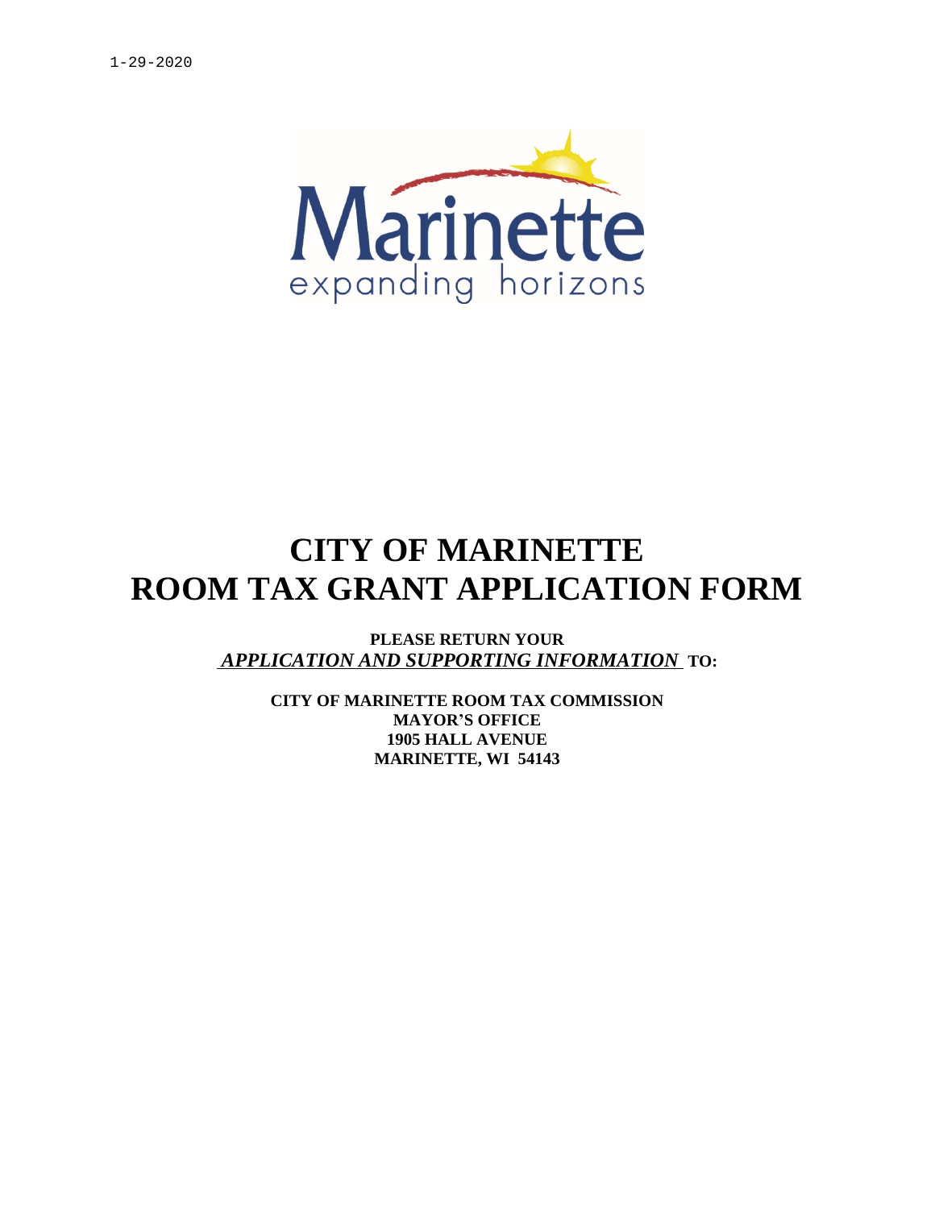1-29-2020

Marinette

expanding horizons

# CITY OF MARINETTE
# ROOM TAX GRANT APPLICATION FORM

**PLEASE RETURN YOUR**
***APPLICATION AND SUPPORTING INFORMATION*** **TO:**

**CITY OF MARINETTE ROOM TAX COMMISSION**
**MAYOR'S OFFICE**
**1905 HALL AVENUE**
**MARINETTE, WI 54143**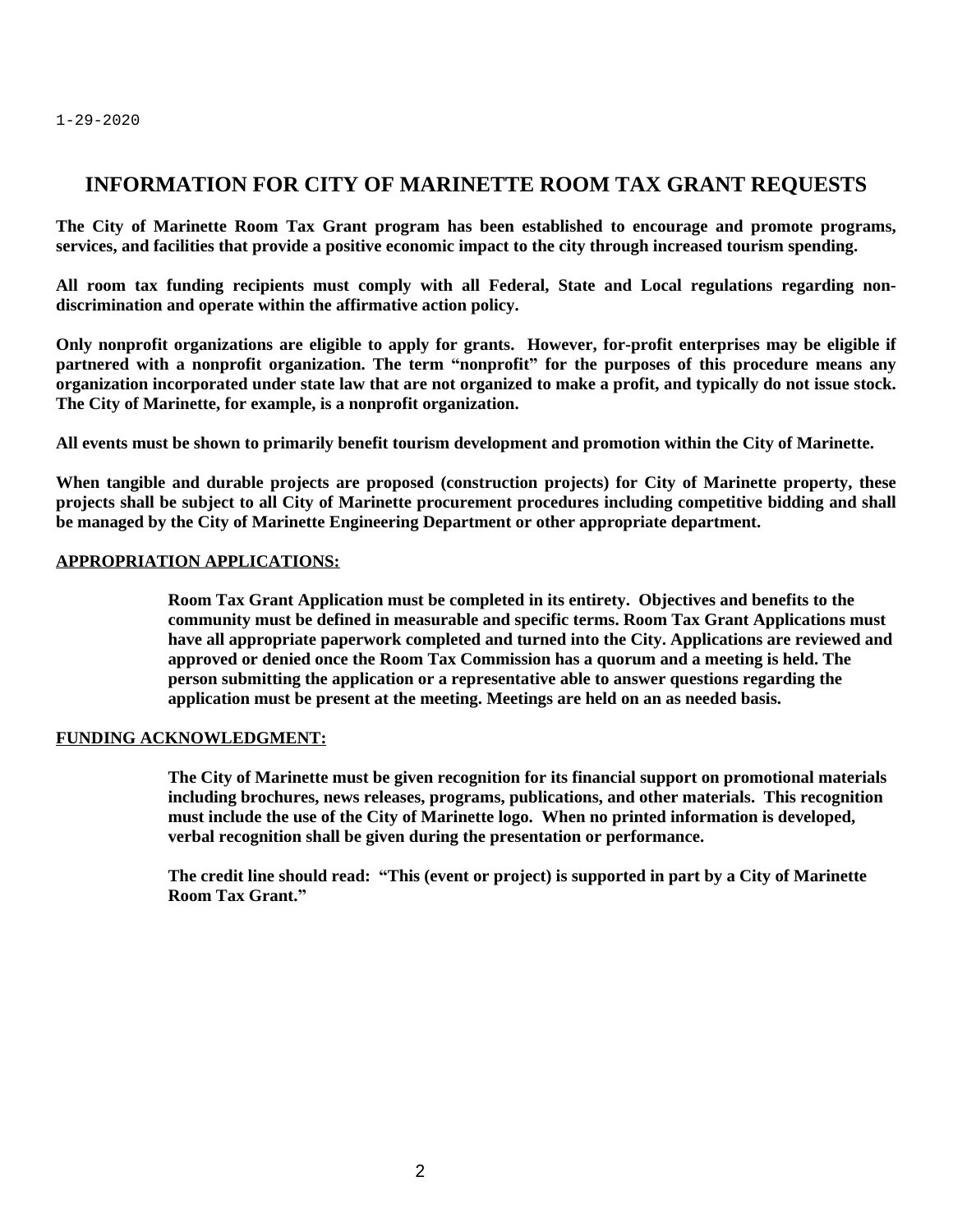1-29-2020

# INFORMATION FOR CITY OF MARINETTE ROOM TAX GRANT REQUESTS

**The City of Marinette Room Tax Grant program has been established to encourage and promote programs, services, and facilities that provide a positive economic impact to the city through increased tourism spending.**

**All room tax funding recipients must comply with all Federal, State and Local regulations regarding non-discrimination and operate within the affirmative action policy.**

**Only nonprofit organizations are eligible to apply for grants. However, for-profit enterprises may be eligible if partnered with a nonprofit organization. The term "nonprofit" for the purposes of this procedure means any organization incorporated under state law that are not organized to make a profit, and typically do not issue stock. The City of Marinette, for example, is a nonprofit organization.**

**All events must be shown to primarily benefit tourism development and promotion within the City of Marinette.**

**When tangible and durable projects are proposed (construction projects) for City of Marinette property, these projects shall be subject to all City of Marinette procurement procedures including competitive bidding and shall be managed by the City of Marinette Engineering Department or other appropriate department.**

## APPROPRIATION APPLICATIONS:

**Room Tax Grant Application must be completed in its entirety. Objectives and benefits to the community must be defined in measurable and specific terms. Room Tax Grant Applications must have all appropriate paperwork completed and turned into the City. Applications are reviewed and approved or denied once the Room Tax Commission has a quorum and a meeting is held. The person submitting the application or a representative able to answer questions regarding the application must be present at the meeting. Meetings are held on an as needed basis.**

## FUNDING ACKNOWLEDGMENT:

**The City of Marinette must be given recognition for its financial support on promotional materials including brochures, news releases, programs, publications, and other materials. This recognition must include the use of the City of Marinette logo. When no printed information is developed, verbal recognition shall be given during the presentation or performance.**

**The credit line should read: "This (event or project) is supported in part by a City of Marinette Room Tax Grant."**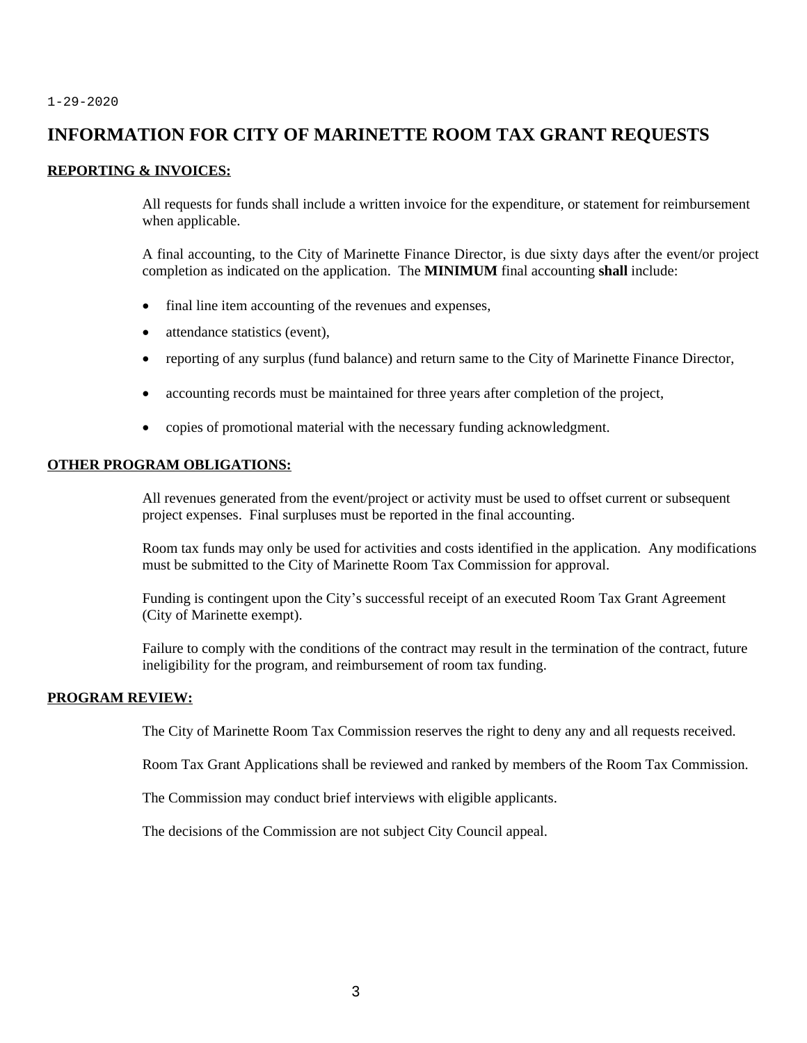1-29-2020

# INFORMATION FOR CITY OF MARINETTE ROOM TAX GRANT REQUESTS

**REPORTING & INVOICES:**

All requests for funds shall include a written invoice for the expenditure, or statement for reimbursement when applicable.

A final accounting, to the City of Marinette Finance Director, is due sixty days after the event/or project completion as indicated on the application. The **MINIMUM** final accounting **shall** include:

- final line item accounting of the revenues and expenses,
- attendance statistics (event),
- reporting of any surplus (fund balance) and return same to the City of Marinette Finance Director,
- accounting records must be maintained for three years after completion of the project,
- copies of promotional material with the necessary funding acknowledgment.

**OTHER PROGRAM OBLIGATIONS:**

All revenues generated from the event/project or activity must be used to offset current or subsequent project expenses. Final surpluses must be reported in the final accounting.

Room tax funds may only be used for activities and costs identified in the application. Any modifications must be submitted to the City of Marinette Room Tax Commission for approval.

Funding is contingent upon the City's successful receipt of an executed Room Tax Grant Agreement (City of Marinette exempt).

Failure to comply with the conditions of the contract may result in the termination of the contract, future ineligibility for the program, and reimbursement of room tax funding.

**PROGRAM REVIEW:**

The City of Marinette Room Tax Commission reserves the right to deny any and all requests received.

Room Tax Grant Applications shall be reviewed and ranked by members of the Room Tax Commission.

The Commission may conduct brief interviews with eligible applicants.

The decisions of the Commission are not subject City Council appeal.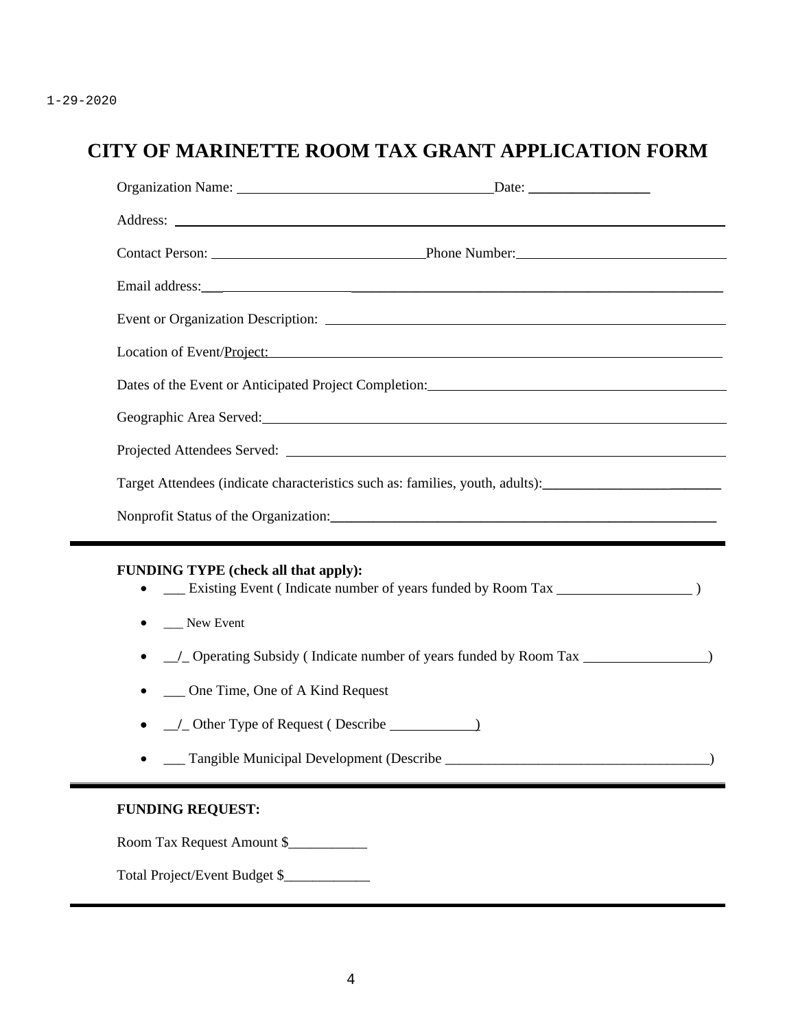1-29-2020

# CITY OF MARINETTE ROOM TAX GRANT APPLICATION FORM

Organization Name: ___________________________________ Date: _________________

Address: ______________________________________________________________________

Contact Person: _____________________________ Phone Number: _____________________________

Email address: ______________________________________________________________

Event or Organization Description: __________________________________________________

Location of Event/Project: ________________________________________________________

Dates of the Event or Anticipated Project Completion: __________________________________

Geographic Area Served: _________________________________________________________

Projected Attendees Served: ______________________________________________________

Target Attendees (indicate characteristics such as: families, youth, adults): ________________________

Nonprofit Status of the Organization: ________________________________________________

---

**FUNDING TYPE (check all that apply):**

- ___ Existing Event ( Indicate number of years funded by Room Tax ___________________ )
- ___ New Event
- __/_ Operating Subsidy ( Indicate number of years funded by Room Tax _________________)
- ___ One Time, One of A Kind Request
- __/_ Other Type of Request ( Describe ____________)
- ___ Tangible Municipal Development (Describe _____________________________________)

---

**FUNDING REQUEST:**

Room Tax Request Amount $___________

Total Project/Event Budget $____________

---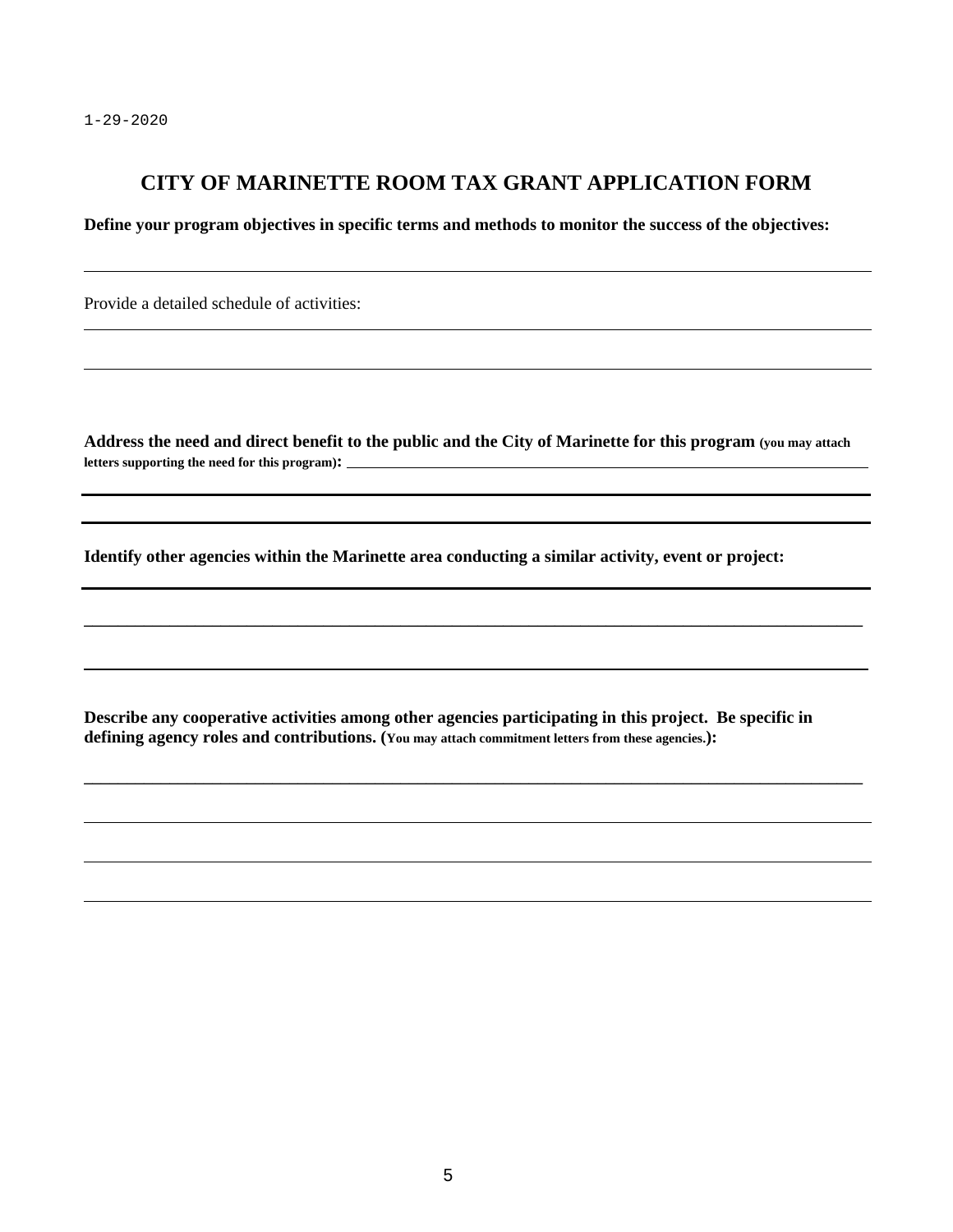1-29-2020

# CITY OF MARINETTE ROOM TAX GRANT APPLICATION FORM

**Define your program objectives in specific terms and methods to monitor the success of the objectives:**

Provide a detailed schedule of activities:

**Address the need and direct benefit to the public and the City of Marinette for this program (you may attach letters supporting the need for this program):**

**Identify other agencies within the Marinette area conducting a similar activity, event or project:**

**Describe any cooperative activities among other agencies participating in this project. Be specific in defining agency roles and contributions. (You may attach commitment letters from these agencies.):**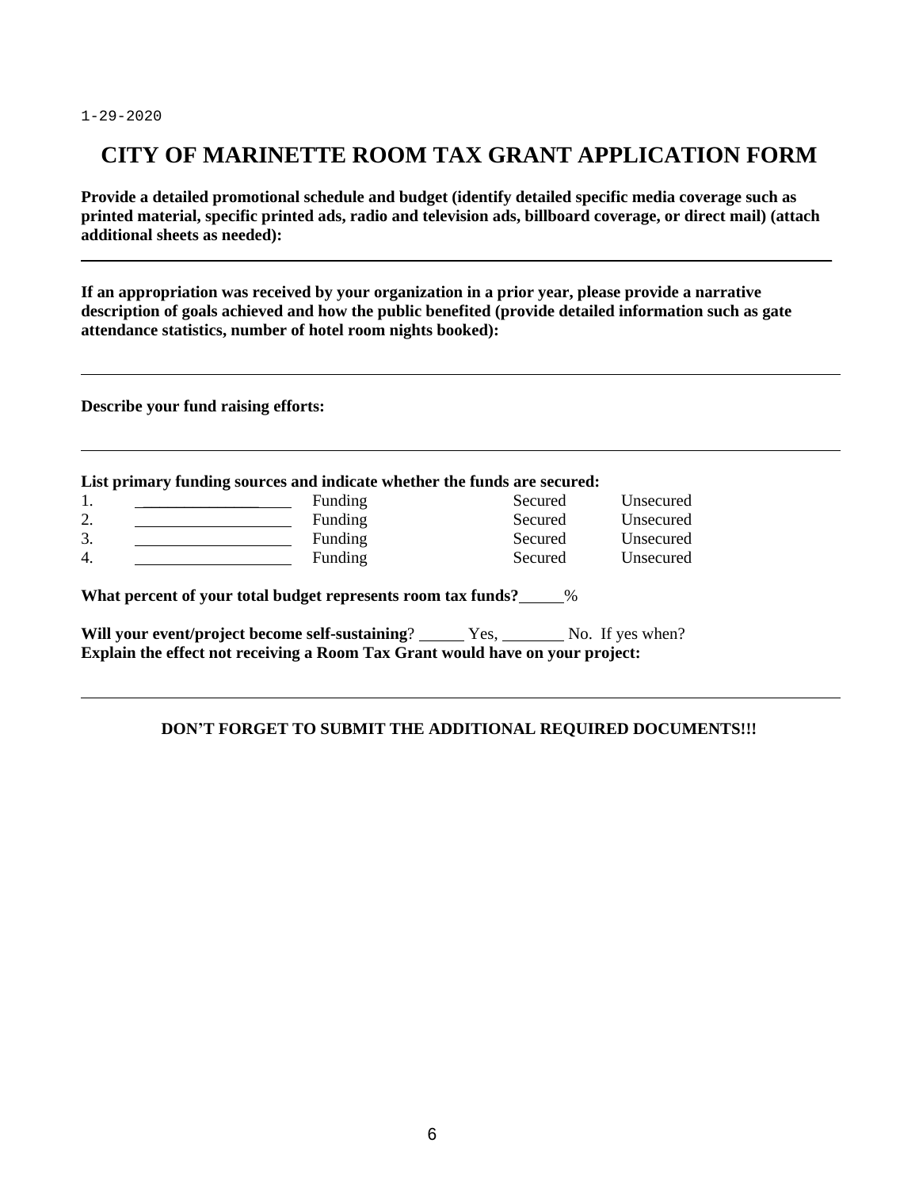1-29-2020

# CITY OF MARINETTE ROOM TAX GRANT APPLICATION FORM

**Provide a detailed promotional schedule and budget (identify detailed specific media coverage such as printed material, specific printed ads, radio and television ads, billboard coverage, or direct mail) (attach additional sheets as needed):**

---

**If an appropriation was received by your organization in a prior year, please provide a narrative description of goals achieved and how the public benefited (provide detailed information such as gate attendance statistics, number of hotel room nights booked):**

---

**Describe your fund raising efforts:**

---

**List primary funding sources and indicate whether the funds are secured:**

| | | | | |
|---|---|---|---|---|
| 1. | ____________________ | Funding | Secured | Unsecured |
| 2. | ____________________ | Funding | Secured | Unsecured |
| 3. | ____________________ | Funding | Secured | Unsecured |
| 4. | ____________________ | Funding | Secured | Unsecured |

**What percent of your total budget represents room tax funds?**______%

**Will your event/project become self-sustaining**? ______ Yes, ________ No. If yes when?
**Explain the effect not receiving a Room Tax Grant would have on your project:**

---

**DON'T FORGET TO SUBMIT THE ADDITIONAL REQUIRED DOCUMENTS!!!**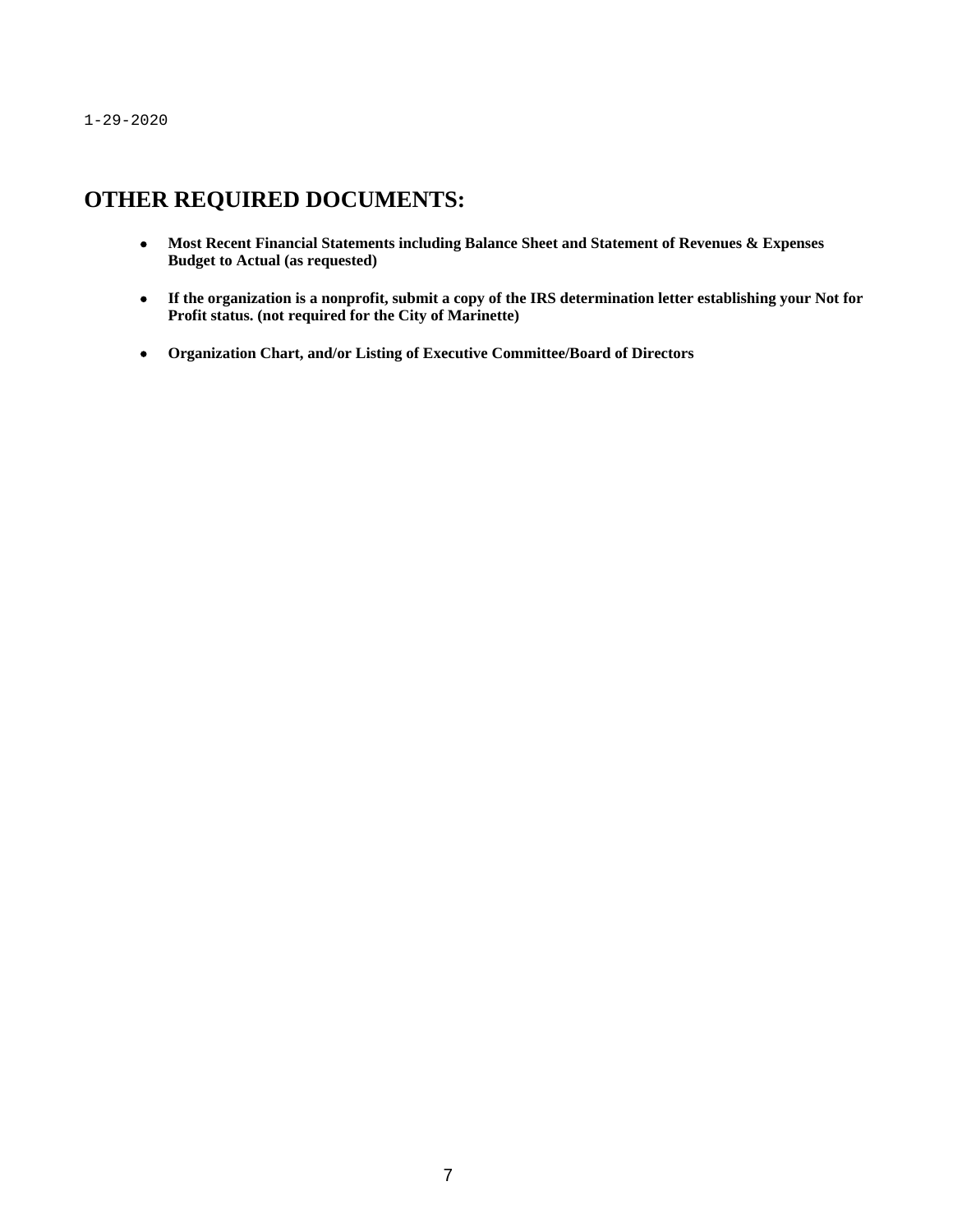1-29-2020

## OTHER REQUIRED DOCUMENTS:

- **Most Recent Financial Statements including Balance Sheet and Statement of Revenues & Expenses Budget to Actual (as requested)**
- **If the organization is a nonprofit, submit a copy of the IRS determination letter establishing your Not for Profit status. (not required for the City of Marinette)**
- **Organization Chart, and/or Listing of Executive Committee/Board of Directors**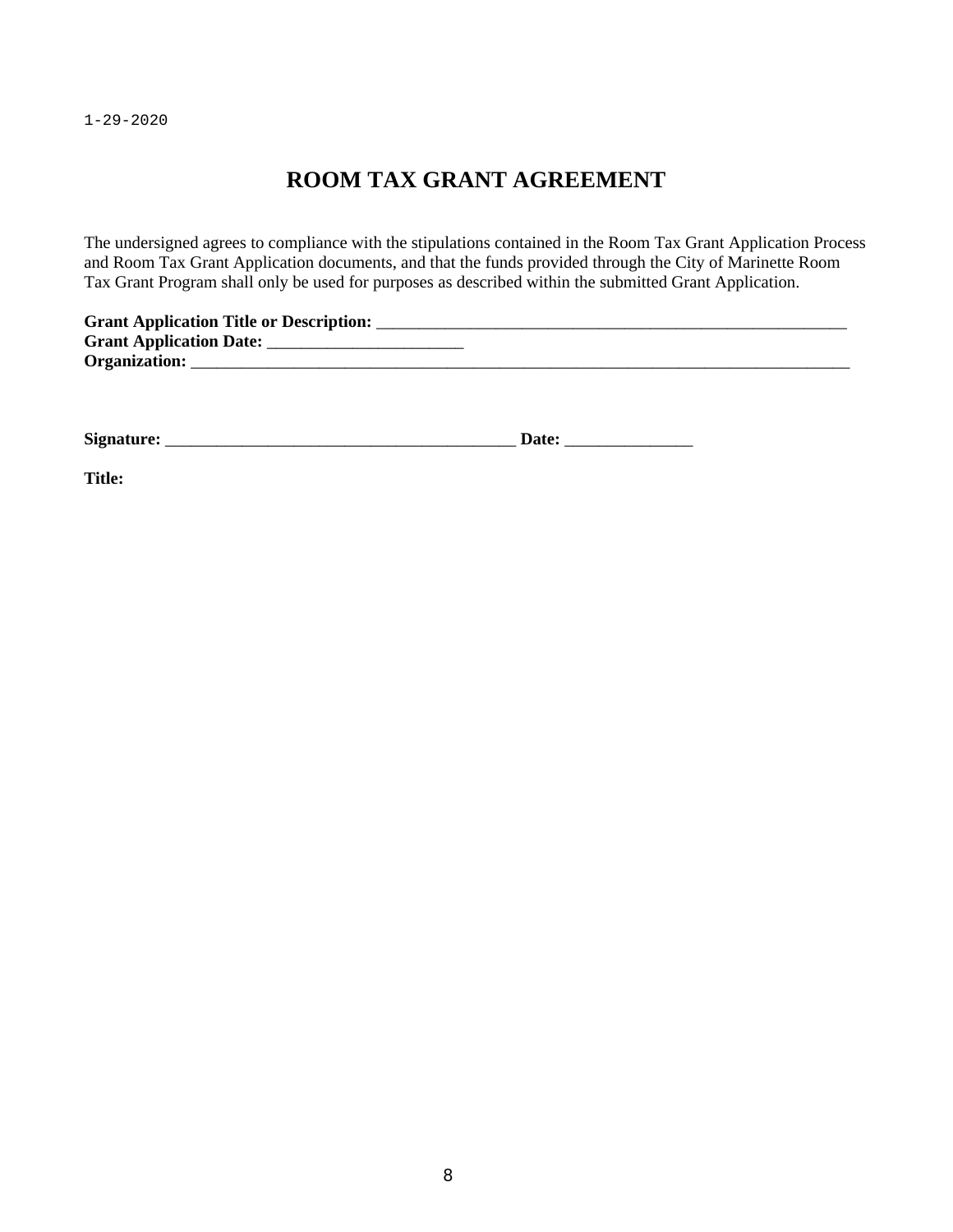1-29-2020

# ROOM TAX GRANT AGREEMENT

The undersigned agrees to compliance with the stipulations contained in the Room Tax Grant Application Process and Room Tax Grant Application documents, and that the funds provided through the City of Marinette Room Tax Grant Program shall only be used for purposes as described within the submitted Grant Application.

**Grant Application Title or Description:** ___________________________________________________________
**Grant Application Date:** ________________________
**Organization:** ___________________________________________________________________________________

**Signature:** ___________________________________________ **Date:** _______________

**Title:**